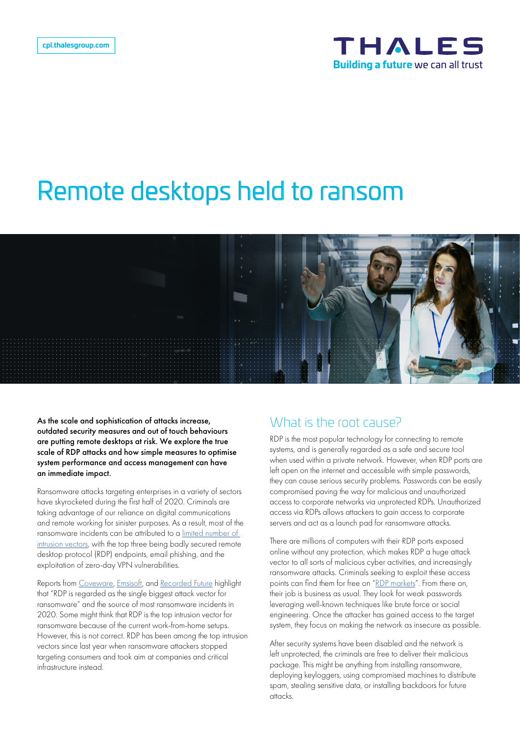cpl.thalesgroup.com

# Remote desktops held to ransom

**As the scale and sophistication of attacks increase, outdated security measures and out of touch behaviours are putting remote desktops at risk. We explore the true scale of RDP attacks and how simple measures to optimise system performance and access management can have an immediate impact.**

Ransomware attacks targeting enterprises in a variety of sectors have skyrocketed during the first half of 2020. Criminals are taking advantage of our reliance on digital communications and remote working for sinister purposes. As a result, most of the ransomware incidents can be attributed to a limited number of intrusion vectors, with the top three being badly secured remote desktop protocol (RDP) endpoints, email phishing, and the exploitation of zero-day VPN vulnerabilities.

Reports from Coveware, Emsisoft, and Recorded Future highlight that "RDP is regarded as the single biggest attack vector for ransomware" and the source of most ransomware incidents in 2020. Some might think that RDP is the top intrusion vector for ransomware because of the current work-from-home setups. However, this is not correct. RDP has been among the top intrusion vectors since last year when ransomware attackers stopped targeting consumers and took aim at companies and critical infrastructure instead.

## What is the root cause?

RDP is the most popular technology for connecting to remote systems, and is generally regarded as a safe and secure tool when used within a private network. However, when RDP ports are left open on the internet and accessible with simple passwords, they can cause serious security problems. Passwords can be easily compromised paving the way for malicious and unauthorized access to corporate networks via unprotected RDPs. Unauthorized access via RDPs allows attackers to gain access to corporate servers and act as a launch pad for ransomware attacks.

There are millions of computers with their RDP ports exposed online without any protection, which makes RDP a huge attack vector to all sorts of malicious cyber activities, and increasingly ransomware attacks. Criminals seeking to exploit these access points can find them for free on "RDP markets". From there on, their job is business as usual. They look for weak passwords leveraging well-known techniques like brute force or social engineering. Once the attacker has gained access to the target system, they focus on making the network as insecure as possible.

After security systems have been disabled and the network is left unprotected, the criminals are free to deliver their malicious package. This might be anything from installing ransomware, deploying keyloggers, using compromised machines to distribute spam, stealing sensitive data, or installing backdoors for future attacks.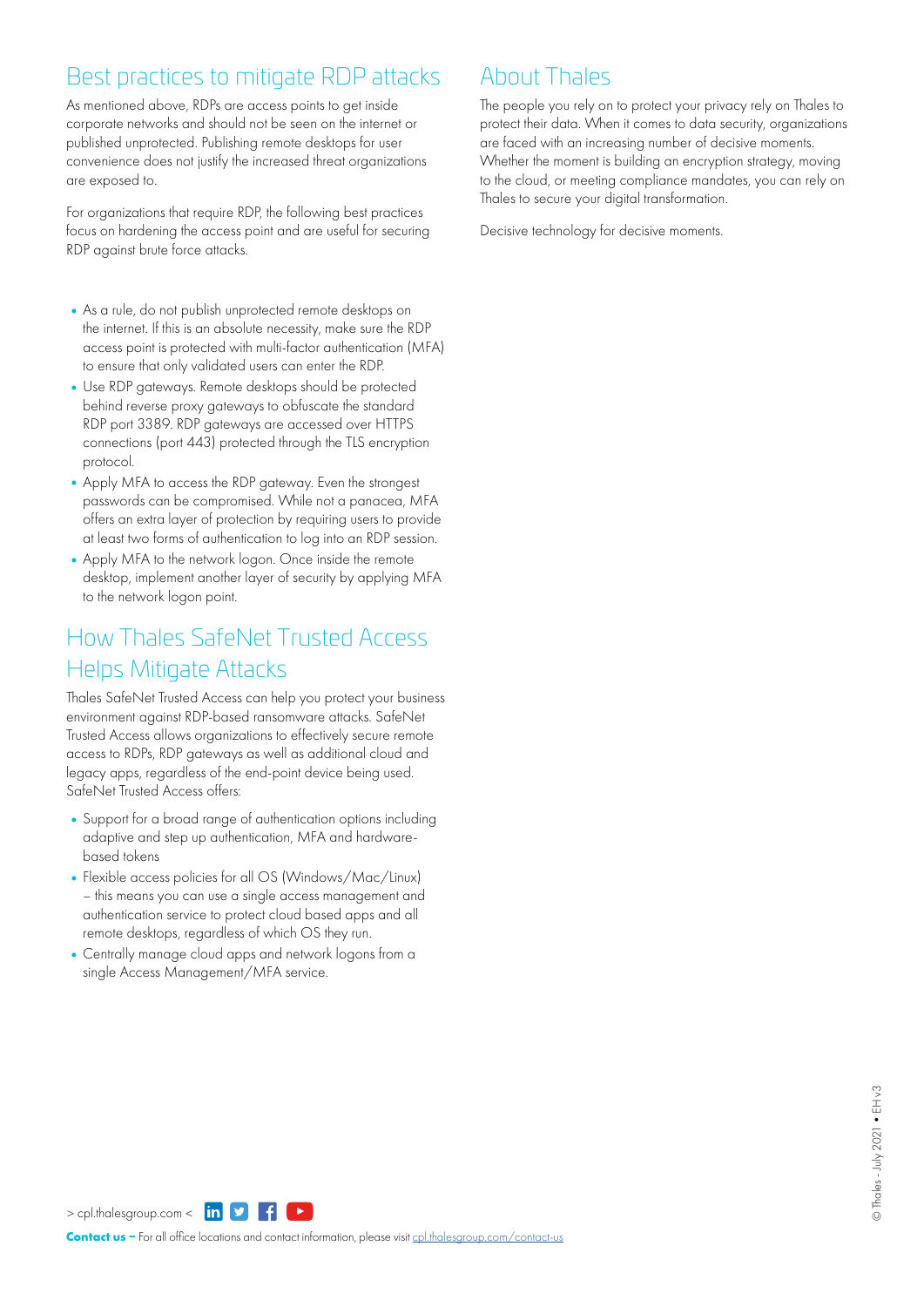## Best practices to mitigate RDP attacks

As mentioned above, RDPs are access points to get inside corporate networks and should not be seen on the internet or published unprotected. Publishing remote desktops for user convenience does not justify the increased threat organizations are exposed to.

For organizations that require RDP, the following best practices focus on hardening the access point and are useful for securing RDP against brute force attacks.

- As a rule, do not publish unprotected remote desktops on the internet. If this is an absolute necessity, make sure the RDP access point is protected with multi-factor authentication (MFA) to ensure that only validated users can enter the RDP.
- Use RDP gateways. Remote desktops should be protected behind reverse proxy gateways to obfuscate the standard RDP port 3389. RDP gateways are accessed over HTTPS connections (port 443) protected through the TLS encryption protocol.
- Apply MFA to access the RDP gateway. Even the strongest passwords can be compromised. While not a panacea, MFA offers an extra layer of protection by requiring users to provide at least two forms of authentication to log into an RDP session.
- Apply MFA to the network logon. Once inside the remote desktop, implement another layer of security by applying MFA to the network logon point.

## How Thales SafeNet Trusted Access Helps Mitigate Attacks

Thales SafeNet Trusted Access can help you protect your business environment against RDP-based ransomware attacks. SafeNet Trusted Access allows organizations to effectively secure remote access to RDPs, RDP gateways as well as additional cloud and legacy apps, regardless of the end-point device being used. SafeNet Trusted Access offers:

- Support for a broad range of authentication options including adaptive and step up authentication, MFA and hardware-based tokens
- Flexible access policies for all OS (Windows/Mac/Linux) – this means you can use a single access management and authentication service to protect cloud based apps and all remote desktops, regardless of which OS they run.
- Centrally manage cloud apps and network logons from a single Access Management/MFA service.

## About Thales

The people you rely on to protect your privacy rely on Thales to protect their data. When it comes to data security, organizations are faced with an increasing number of decisive moments. Whether the moment is building an encryption strategy, moving to the cloud, or meeting compliance mandates, you can rely on Thales to secure your digital transformation.

Decisive technology for decisive moments.

> cpl.thalesgroup.com <

**Contact us –** For all office locations and contact information, please visit cpl.thalesgroup.com/contact-us

© Thales - July 2021 • EH v3